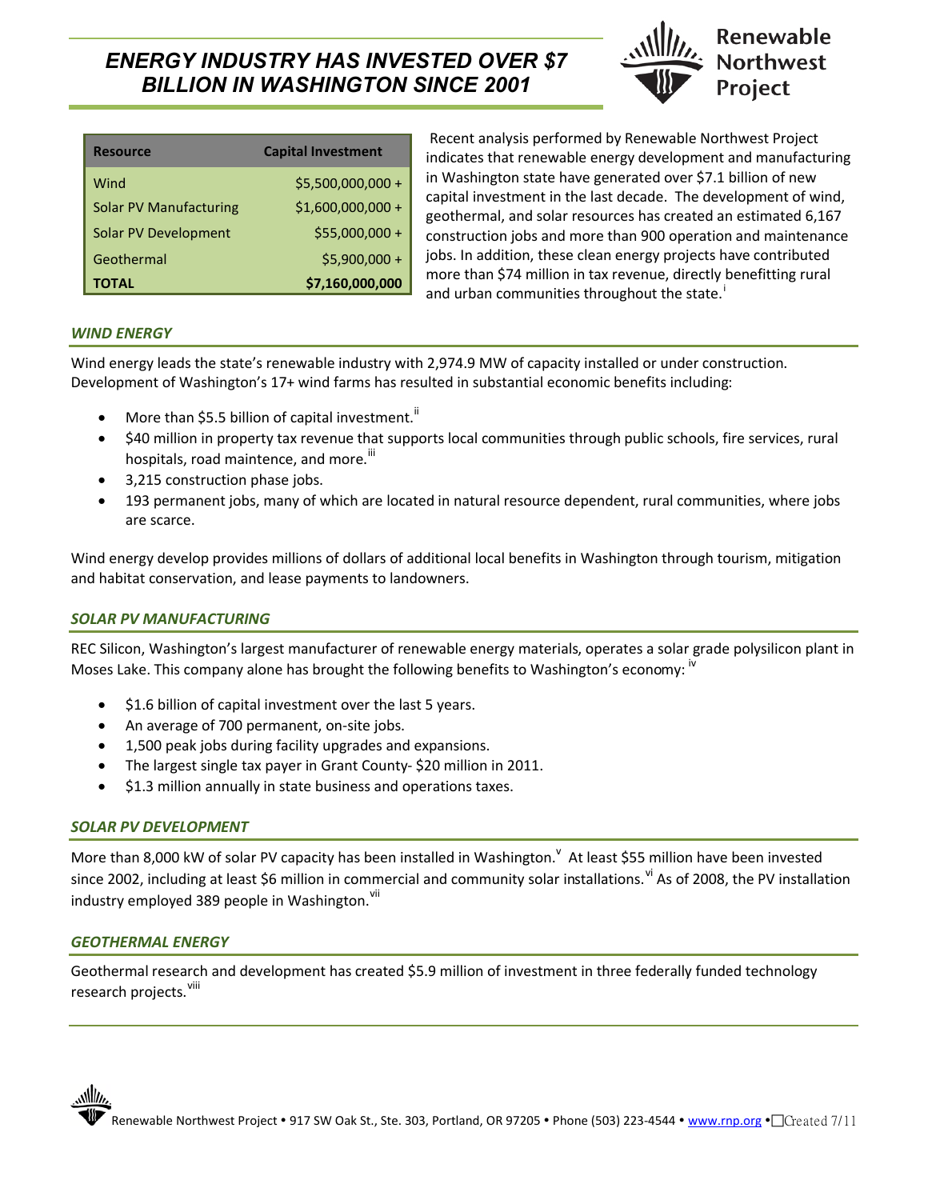# *ENERGY INDUSTRY HAS INVESTED OVER $7 BILLION IN WASHINGTON SINCE 2001*

Renewable Northwest Project

| Resource | Capital Investment |
|---|---|
| Wind | $5,500,000,000 + |
| Solar PV Manufacturing | $1,600,000,000 + |
| Solar PV Development | $55,000,000 + |
| Geothermal | $5,900,000 + |
| **TOTAL** | **$7,160,000,000** |

Recent analysis performed by Renewable Northwest Project indicates that renewable energy development and manufacturing in Washington state have generated over $7.1 billion of new capital investment in the last decade. The development of wind, geothermal, and solar resources has created an estimated 6,167 construction jobs and more than 900 operation and maintenance jobs. In addition, these clean energy projects have contributed more than $74 million in tax revenue, directly benefitting rural and urban communities throughout the state.[i]

## *WIND ENERGY*

Wind energy leads the state's renewable industry with 2,974.9 MW of capacity installed or under construction. Development of Washington's 17+ wind farms has resulted in substantial economic benefits including:

- More than $5.5 billion of capital investment.[ii]
- $40 million in property tax revenue that supports local communities through public schools, fire services, rural hospitals, road maintence, and more.[iii]
- 3,215 construction phase jobs.
- 193 permanent jobs, many of which are located in natural resource dependent, rural communities, where jobs are scarce.

Wind energy develop provides millions of dollars of additional local benefits in Washington through tourism, mitigation and habitat conservation, and lease payments to landowners.

## *SOLAR PV MANUFACTURING*

REC Silicon, Washington's largest manufacturer of renewable energy materials, operates a solar grade polysilicon plant in Moses Lake. This company alone has brought the following benefits to Washington's economy: [iv]

- $1.6 billion of capital investment over the last 5 years.
- An average of 700 permanent, on-site jobs.
- 1,500 peak jobs during facility upgrades and expansions.
- The largest single tax payer in Grant County- $20 million in 2011.
- $1.3 million annually in state business and operations taxes.

## *SOLAR PV DEVELOPMENT*

More than 8,000 kW of solar PV capacity has been installed in Washington.[v] At least $55 million have been invested since 2002, including at least $6 million in commercial and community solar installations.[vi] As of 2008, the PV installation industry employed 389 people in Washington.[vii]

## *GEOTHERMAL ENERGY*

Geothermal research and development has created $5.9 million of investment in three federally funded technology research projects.[viii]

Renewable Northwest Project • 917 SW Oak St., Ste. 303, Portland, OR 97205 • Phone (503) 223-4544 • www.rnp.org • Created 7/11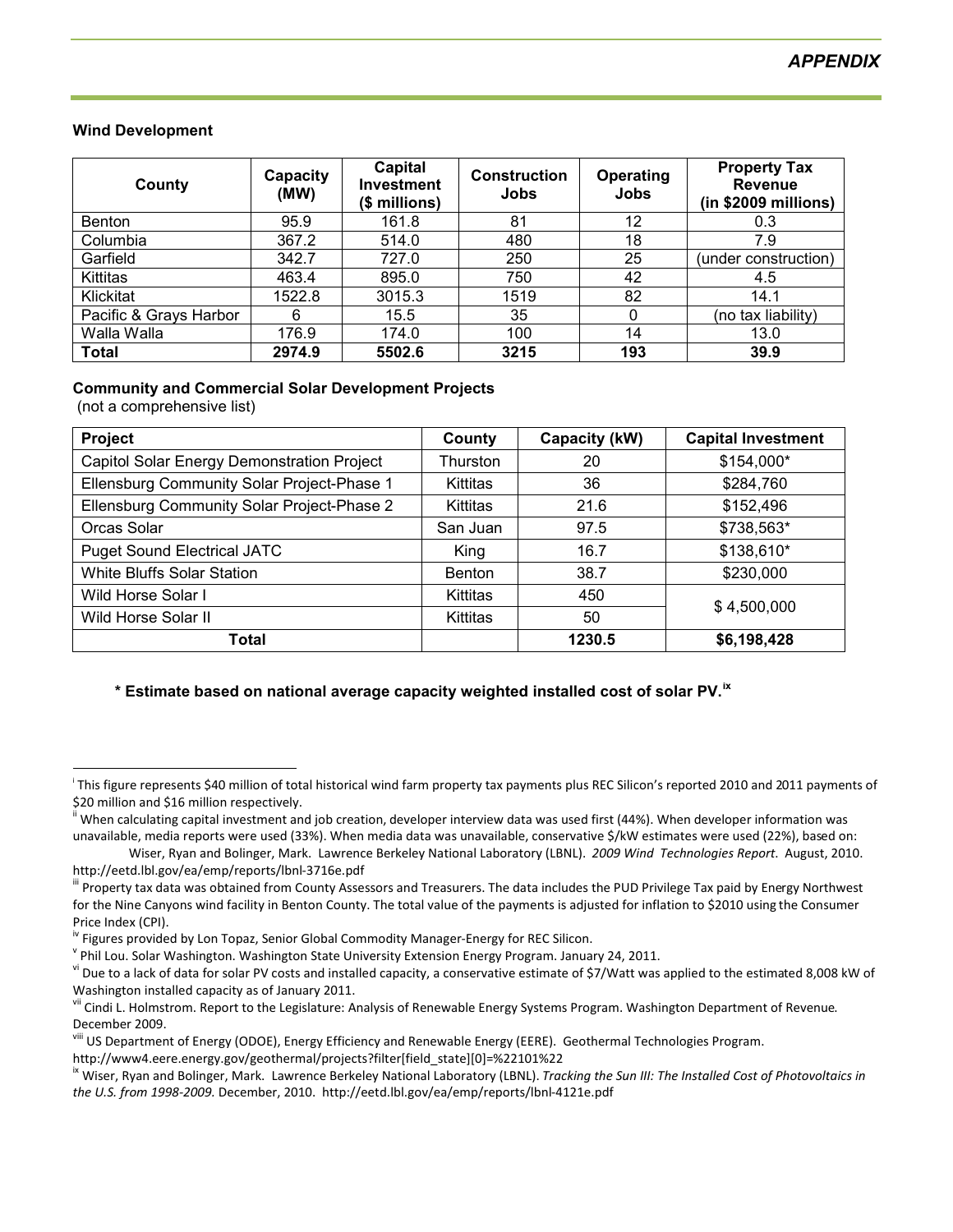## APPENDIX

### Wind Development

| County | Capacity (MW) | Capital Investment ($ millions) | Construction Jobs | Operating Jobs | Property Tax Revenue (in $2009 millions) |
|---|---|---|---|---|---|
| Benton | 95.9 | 161.8 | 81 | 12 | 0.3 |
| Columbia | 367.2 | 514.0 | 480 | 18 | 7.9 |
| Garfield | 342.7 | 727.0 | 250 | 25 | (under construction) |
| Kittitas | 463.4 | 895.0 | 750 | 42 | 4.5 |
| Klickitat | 1522.8 | 3015.3 | 1519 | 82 | 14.1 |
| Pacific & Grays Harbor | 6 | 15.5 | 35 | 0 | (no tax liability) |
| Walla Walla | 176.9 | 174.0 | 100 | 14 | 13.0 |
| **Total** | **2974.9** | **5502.6** | **3215** | **193** | **39.9** |

### Community and Commercial Solar Development Projects

(not a comprehensive list)

| Project | County | Capacity (kW) | Capital Investment |
|---|---|---|---|
| Capitol Solar Energy Demonstration Project | Thurston | 20 | $154,000* |
| Ellensburg Community Solar Project-Phase 1 | Kittitas | 36 | $284,760 |
| Ellensburg Community Solar Project-Phase 2 | Kittitas | 21.6 | $152,496 |
| Orcas Solar | San Juan | 97.5 | $738,563* |
| Puget Sound Electrical JATC | King | 16.7 | $138,610* |
| White Bluffs Solar Station | Benton | 38.7 | $230,000 |
| Wild Horse Solar I | Kittitas | 450 | $ 4,500,000 |
| Wild Horse Solar II | Kittitas | 50 | |
| **Total** | | **1230.5** | **$6,198,428** |

**\* Estimate based on national average capacity weighted installed cost of solar PV.[ix]**

---

[i] This figure represents $40 million of total historical wind farm property tax payments plus REC Silicon's reported 2010 and 2011 payments of $20 million and $16 million respectively.

[ii] When calculating capital investment and job creation, developer interview data was used first (44%). When developer information was unavailable, media reports were used (33%). When media data was unavailable, conservative $/kW estimates were used (22%), based on:
Wiser, Ryan and Bolinger, Mark. Lawrence Berkeley National Laboratory (LBNL). *2009 Wind Technologies Report*. August, 2010. http://eetd.lbl.gov/ea/emp/reports/lbnl-3716e.pdf

[iii] Property tax data was obtained from County Assessors and Treasurers. The data includes the PUD Privilege Tax paid by Energy Northwest for the Nine Canyons wind facility in Benton County. The total value of the payments is adjusted for inflation to $2010 using the Consumer Price Index (CPI).

[iv] Figures provided by Lon Topaz, Senior Global Commodity Manager-Energy for REC Silicon.

[v] Phil Lou. Solar Washington. Washington State University Extension Energy Program. January 24, 2011.

[vi] Due to a lack of data for solar PV costs and installed capacity, a conservative estimate of $7/Watt was applied to the estimated 8,008 kW of Washington installed capacity as of January 2011.

[vii] Cindi L. Holmstrom. Report to the Legislature: Analysis of Renewable Energy Systems Program. Washington Department of Revenue. December 2009.

[viii] US Department of Energy (ODOE), Energy Efficiency and Renewable Energy (EERE). Geothermal Technologies Program. http://www4.eere.energy.gov/geothermal/projects?filter[field_state][0]=%22101%22

[ix] Wiser, Ryan and Bolinger, Mark. Lawrence Berkeley National Laboratory (LBNL). *Tracking the Sun III: The Installed Cost of Photovoltaics in the U.S. from 1998-2009.* December, 2010. http://eetd.lbl.gov/ea/emp/reports/lbnl-4121e.pdf